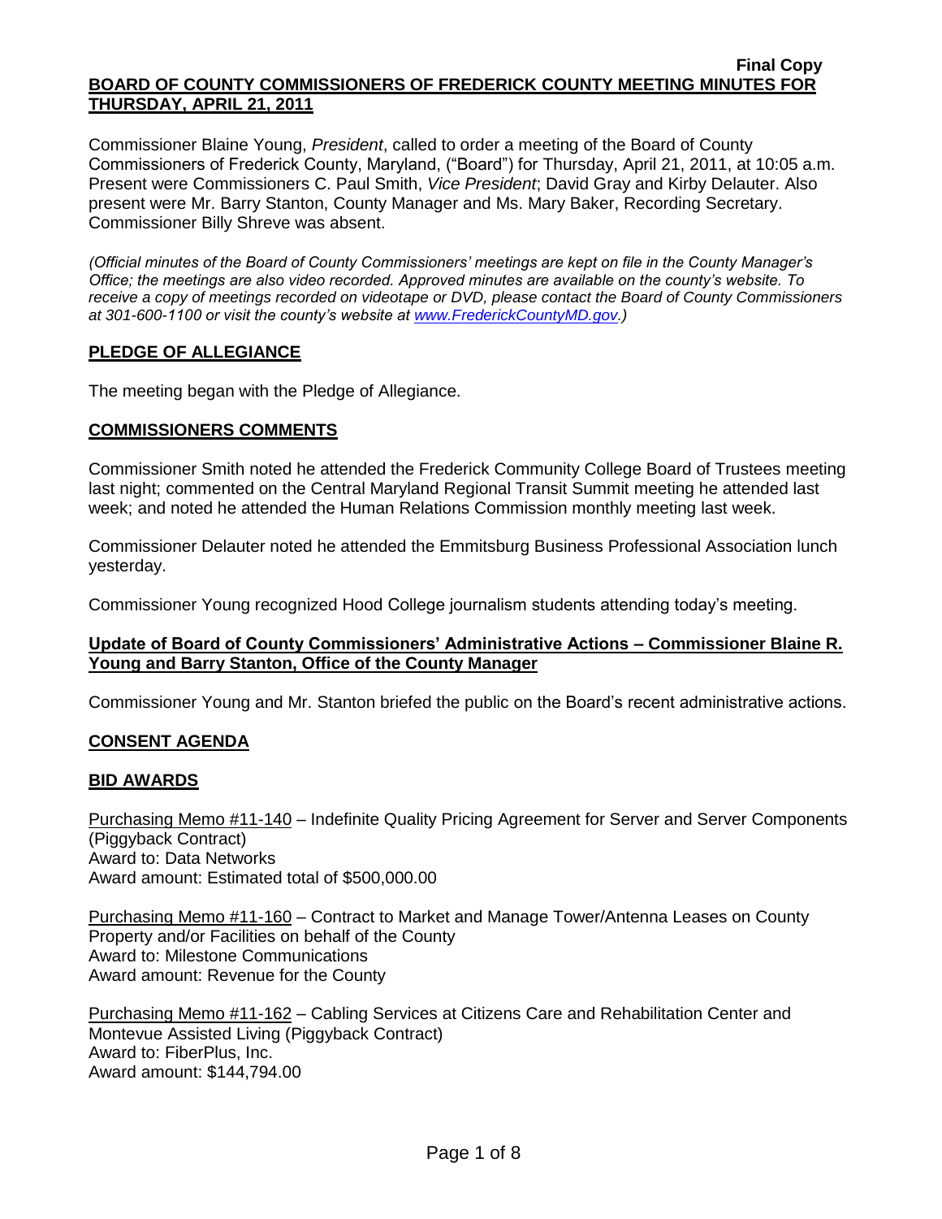**Final Copy**

**BOARD OF COUNTY COMMISSIONERS OF FREDERICK COUNTY MEETING MINUTES FOR THURSDAY, APRIL 21, 2011**

Commissioner Blaine Young, *President*, called to order a meeting of the Board of County Commissioners of Frederick County, Maryland, ("Board") for Thursday, April 21, 2011, at 10:05 a.m. Present were Commissioners C. Paul Smith, *Vice President*; David Gray and Kirby Delauter. Also present were Mr. Barry Stanton, County Manager and Ms. Mary Baker, Recording Secretary. Commissioner Billy Shreve was absent.

*(Official minutes of the Board of County Commissioners' meetings are kept on file in the County Manager's Office; the meetings are also video recorded. Approved minutes are available on the county's website. To receive a copy of meetings recorded on videotape or DVD, please contact the Board of County Commissioners at 301-600-1100 or visit the county's website at www.FrederickCountyMD.gov.)*

## PLEDGE OF ALLEGIANCE

The meeting began with the Pledge of Allegiance.

## COMMISSIONERS COMMENTS

Commissioner Smith noted he attended the Frederick Community College Board of Trustees meeting last night; commented on the Central Maryland Regional Transit Summit meeting he attended last week; and noted he attended the Human Relations Commission monthly meeting last week.

Commissioner Delauter noted he attended the Emmitsburg Business Professional Association lunch yesterday.

Commissioner Young recognized Hood College journalism students attending today's meeting.

## Update of Board of County Commissioners' Administrative Actions – Commissioner Blaine R. Young and Barry Stanton, Office of the County Manager

Commissioner Young and Mr. Stanton briefed the public on the Board's recent administrative actions.

## CONSENT AGENDA

## BID AWARDS

Purchasing Memo #11-140 – Indefinite Quality Pricing Agreement for Server and Server Components (Piggyback Contract)
Award to: Data Networks
Award amount: Estimated total of $500,000.00

Purchasing Memo #11-160 – Contract to Market and Manage Tower/Antenna Leases on County Property and/or Facilities on behalf of the County
Award to: Milestone Communications
Award amount: Revenue for the County

Purchasing Memo #11-162 – Cabling Services at Citizens Care and Rehabilitation Center and Montevue Assisted Living (Piggyback Contract)
Award to: FiberPlus, Inc.
Award amount: $144,794.00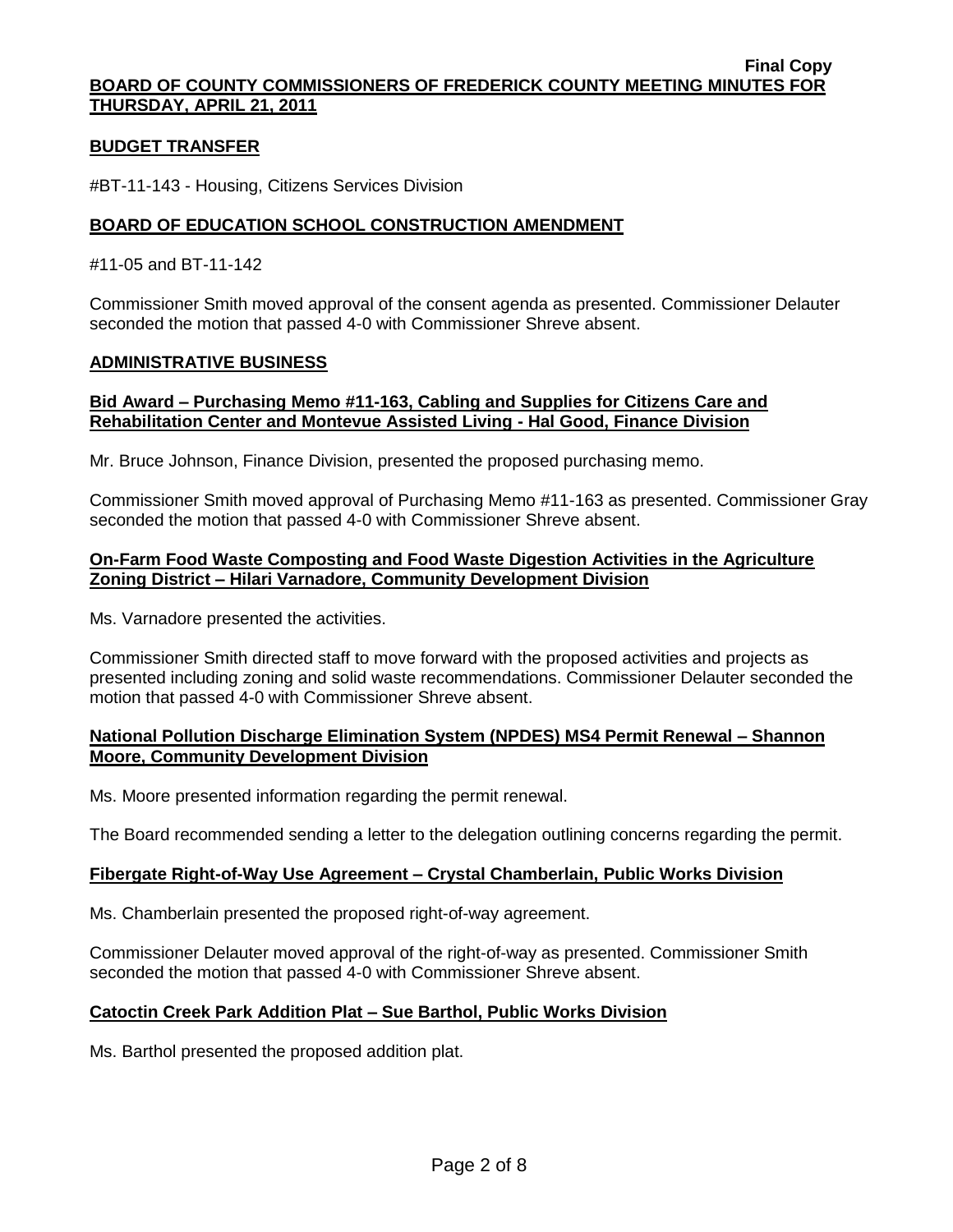## BUDGET TRANSFER

#BT-11-143 - Housing, Citizens Services Division

## BOARD OF EDUCATION SCHOOL CONSTRUCTION AMENDMENT

#11-05 and BT-11-142

Commissioner Smith moved approval of the consent agenda as presented. Commissioner Delauter seconded the motion that passed 4-0 with Commissioner Shreve absent.

## ADMINISTRATIVE BUSINESS

### Bid Award – Purchasing Memo #11-163, Cabling and Supplies for Citizens Care and Rehabilitation Center and Montevue Assisted Living - Hal Good, Finance Division

Mr. Bruce Johnson, Finance Division, presented the proposed purchasing memo.

Commissioner Smith moved approval of Purchasing Memo #11-163 as presented. Commissioner Gray seconded the motion that passed 4-0 with Commissioner Shreve absent.

### On-Farm Food Waste Composting and Food Waste Digestion Activities in the Agriculture Zoning District – Hilari Varnadore, Community Development Division

Ms. Varnadore presented the activities.

Commissioner Smith directed staff to move forward with the proposed activities and projects as presented including zoning and solid waste recommendations. Commissioner Delauter seconded the motion that passed 4-0 with Commissioner Shreve absent.

### National Pollution Discharge Elimination System (NPDES) MS4 Permit Renewal – Shannon Moore, Community Development Division

Ms. Moore presented information regarding the permit renewal.

The Board recommended sending a letter to the delegation outlining concerns regarding the permit.

### Fibergate Right-of-Way Use Agreement – Crystal Chamberlain, Public Works Division

Ms. Chamberlain presented the proposed right-of-way agreement.

Commissioner Delauter moved approval of the right-of-way as presented. Commissioner Smith seconded the motion that passed 4-0 with Commissioner Shreve absent.

### Catoctin Creek Park Addition Plat – Sue Barthol, Public Works Division

Ms. Barthol presented the proposed addition plat.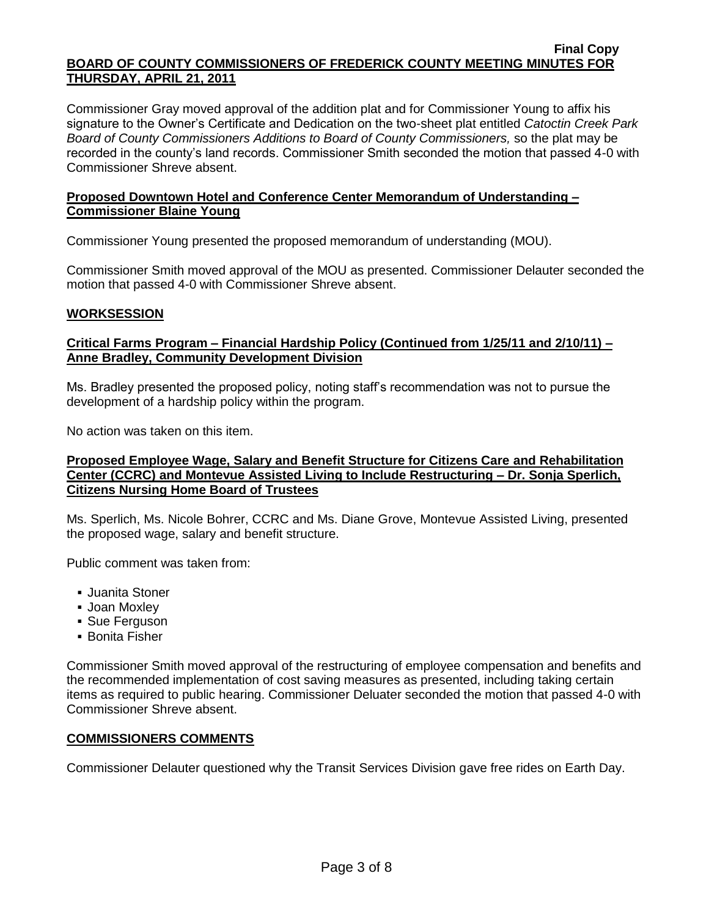Commissioner Gray moved approval of the addition plat and for Commissioner Young to affix his signature to the Owner's Certificate and Dedication on the two-sheet plat entitled *Catoctin Creek Park Board of County Commissioners Additions to Board of County Commissioners,* so the plat may be recorded in the county's land records. Commissioner Smith seconded the motion that passed 4-0 with Commissioner Shreve absent.

**Proposed Downtown Hotel and Conference Center Memorandum of Understanding – Commissioner Blaine Young**

Commissioner Young presented the proposed memorandum of understanding (MOU).

Commissioner Smith moved approval of the MOU as presented. Commissioner Delauter seconded the motion that passed 4-0 with Commissioner Shreve absent.

## WORKSESSION

**Critical Farms Program – Financial Hardship Policy (Continued from 1/25/11 and 2/10/11) – Anne Bradley, Community Development Division**

Ms. Bradley presented the proposed policy, noting staff's recommendation was not to pursue the development of a hardship policy within the program.

No action was taken on this item.

**Proposed Employee Wage, Salary and Benefit Structure for Citizens Care and Rehabilitation Center (CCRC) and Montevue Assisted Living to Include Restructuring – Dr. Sonja Sperlich, Citizens Nursing Home Board of Trustees**

Ms. Sperlich, Ms. Nicole Bohrer, CCRC and Ms. Diane Grove, Montevue Assisted Living, presented the proposed wage, salary and benefit structure.

Public comment was taken from:

- Juanita Stoner
- Joan Moxley
- Sue Ferguson
- Bonita Fisher

Commissioner Smith moved approval of the restructuring of employee compensation and benefits and the recommended implementation of cost saving measures as presented, including taking certain items as required to public hearing. Commissioner Deluater seconded the motion that passed 4-0 with Commissioner Shreve absent.

## COMMISSIONERS COMMENTS

Commissioner Delauter questioned why the Transit Services Division gave free rides on Earth Day.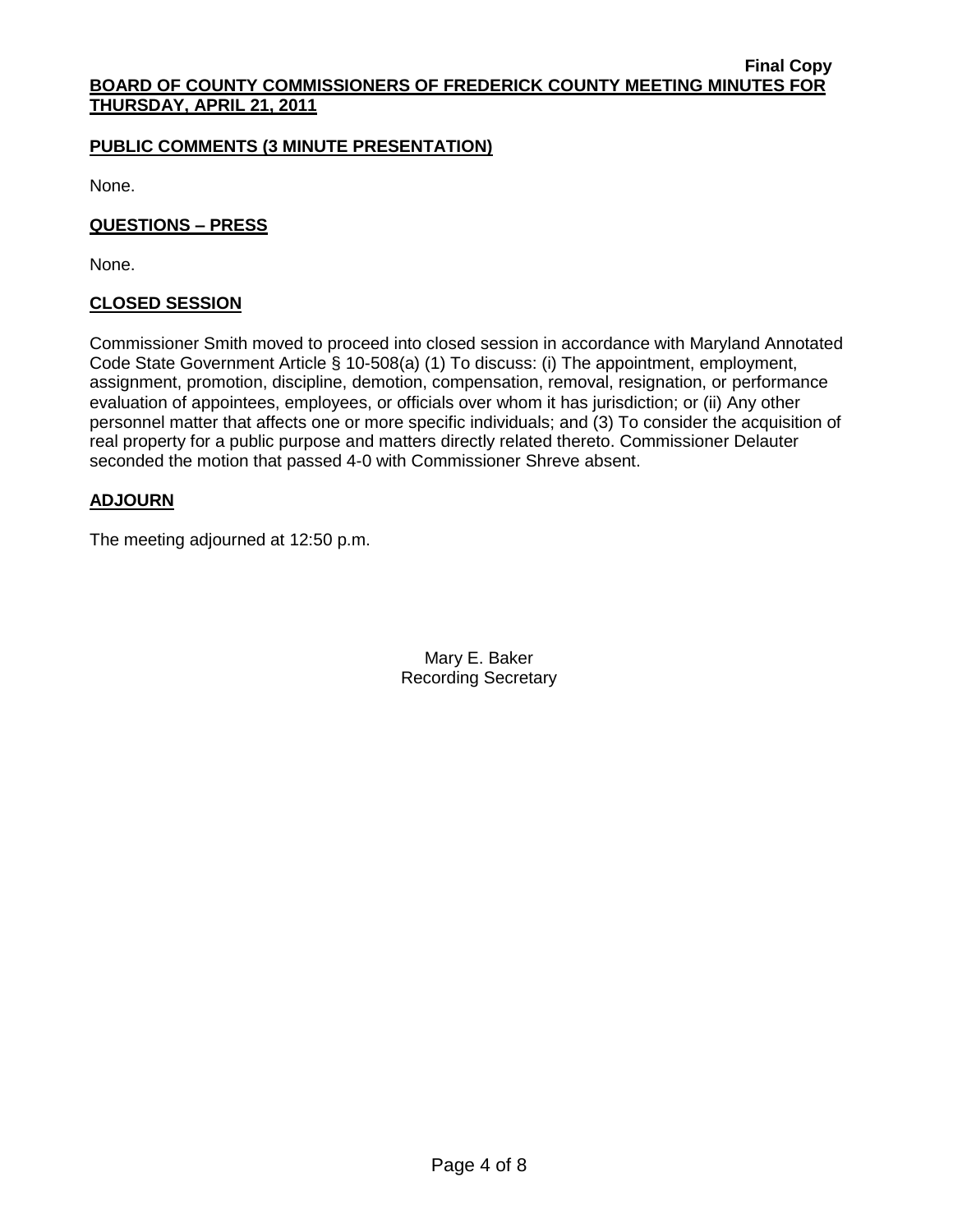## PUBLIC COMMENTS (3 MINUTE PRESENTATION)

None.

## QUESTIONS – PRESS

None.

## CLOSED SESSION

Commissioner Smith moved to proceed into closed session in accordance with Maryland Annotated Code State Government Article § 10-508(a) (1) To discuss: (i) The appointment, employment, assignment, promotion, discipline, demotion, compensation, removal, resignation, or performance evaluation of appointees, employees, or officials over whom it has jurisdiction; or (ii) Any other personnel matter that affects one or more specific individuals; and (3) To consider the acquisition of real property for a public purpose and matters directly related thereto. Commissioner Delauter seconded the motion that passed 4-0 with Commissioner Shreve absent.

## ADJOURN

The meeting adjourned at 12:50 p.m.

Mary E. Baker
Recording Secretary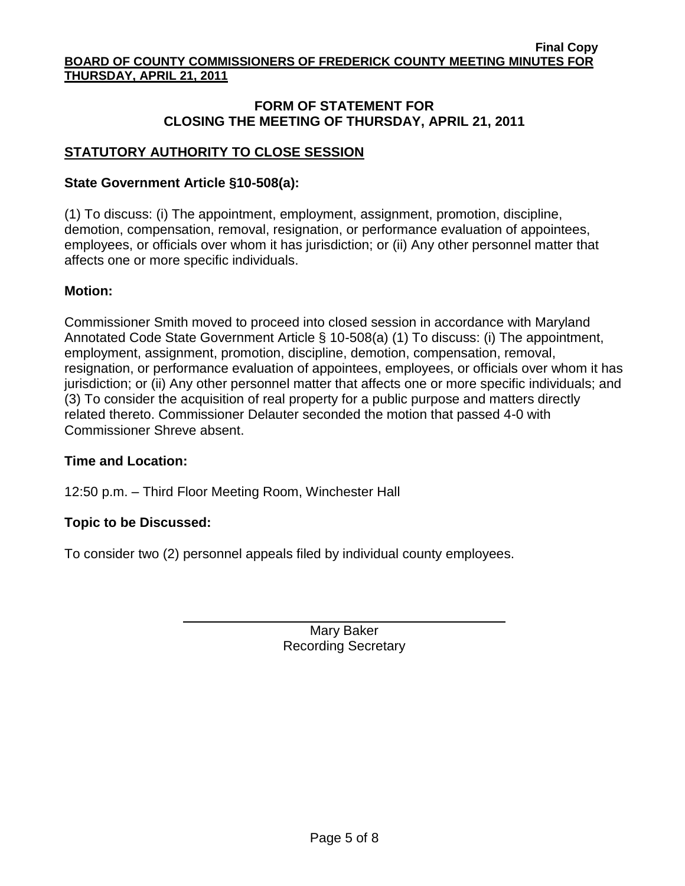## FORM OF STATEMENT FOR CLOSING THE MEETING OF THURSDAY, APRIL 21, 2011

### STATUTORY AUTHORITY TO CLOSE SESSION

**State Government Article §10-508(a):**

(1) To discuss: (i) The appointment, employment, assignment, promotion, discipline, demotion, compensation, removal, resignation, or performance evaluation of appointees, employees, or officials over whom it has jurisdiction; or (ii) Any other personnel matter that affects one or more specific individuals.

**Motion:**

Commissioner Smith moved to proceed into closed session in accordance with Maryland Annotated Code State Government Article § 10-508(a) (1) To discuss: (i) The appointment, employment, assignment, promotion, discipline, demotion, compensation, removal, resignation, or performance evaluation of appointees, employees, or officials over whom it has jurisdiction; or (ii) Any other personnel matter that affects one or more specific individuals; and (3) To consider the acquisition of real property for a public purpose and matters directly related thereto. Commissioner Delauter seconded the motion that passed 4-0 with Commissioner Shreve absent.

**Time and Location:**

12:50 p.m. – Third Floor Meeting Room, Winchester Hall

**Topic to be Discussed:**

To consider two (2) personnel appeals filed by individual county employees.

Mary Baker
Recording Secretary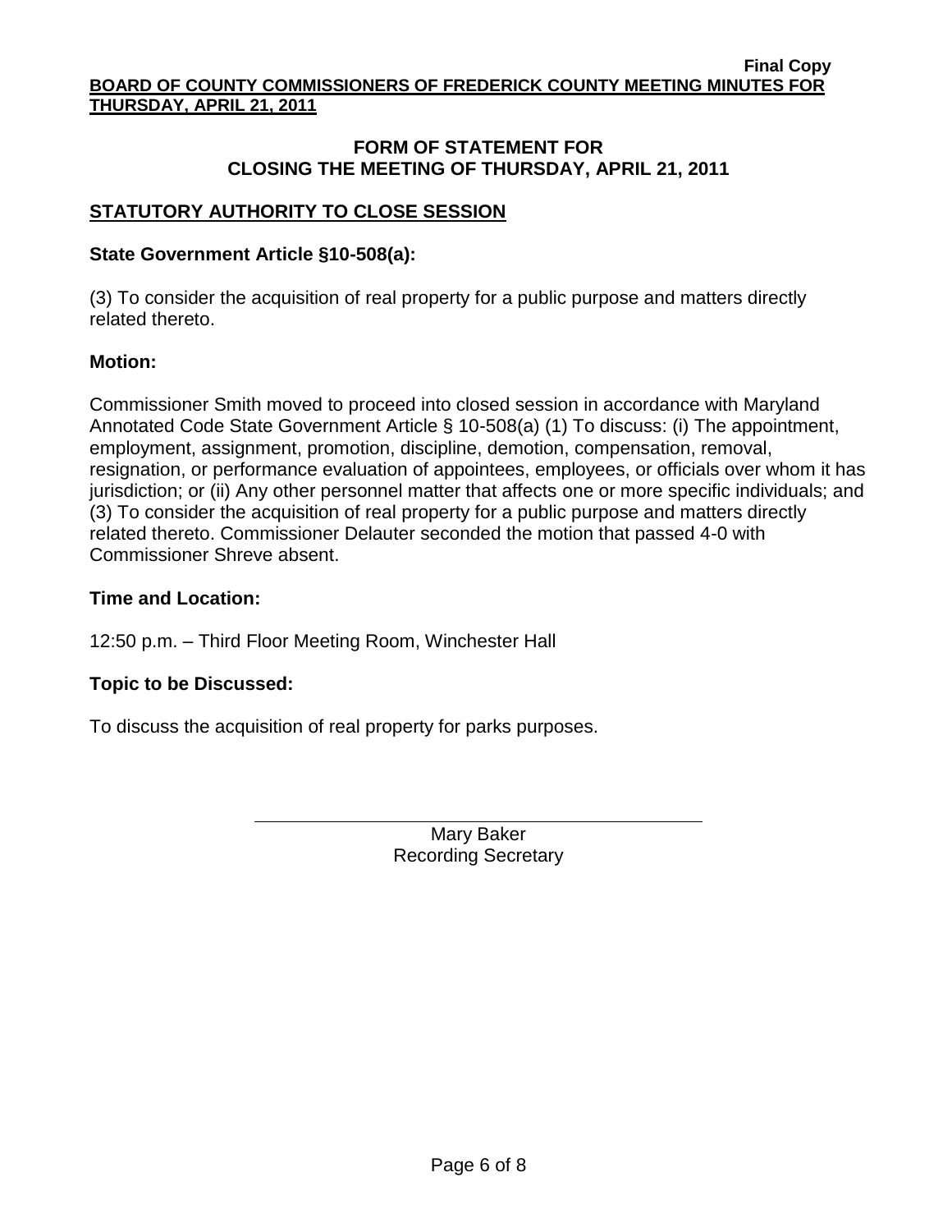**Final Copy**
**BOARD OF COUNTY COMMISSIONERS OF FREDERICK COUNTY MEETING MINUTES FOR THURSDAY, APRIL 21, 2011**

## FORM OF STATEMENT FOR CLOSING THE MEETING OF THURSDAY, APRIL 21, 2011

### STATUTORY AUTHORITY TO CLOSE SESSION

**State Government Article §10-508(a):**

(3) To consider the acquisition of real property for a public purpose and matters directly related thereto.

**Motion:**

Commissioner Smith moved to proceed into closed session in accordance with Maryland Annotated Code State Government Article § 10-508(a) (1) To discuss: (i) The appointment, employment, assignment, promotion, discipline, demotion, compensation, removal, resignation, or performance evaluation of appointees, employees, or officials over whom it has jurisdiction; or (ii) Any other personnel matter that affects one or more specific individuals; and (3) To consider the acquisition of real property for a public purpose and matters directly related thereto. Commissioner Delauter seconded the motion that passed 4-0 with Commissioner Shreve absent.

**Time and Location:**

12:50 p.m. – Third Floor Meeting Room, Winchester Hall

**Topic to be Discussed:**

To discuss the acquisition of real property for parks purposes.

Mary Baker
Recording Secretary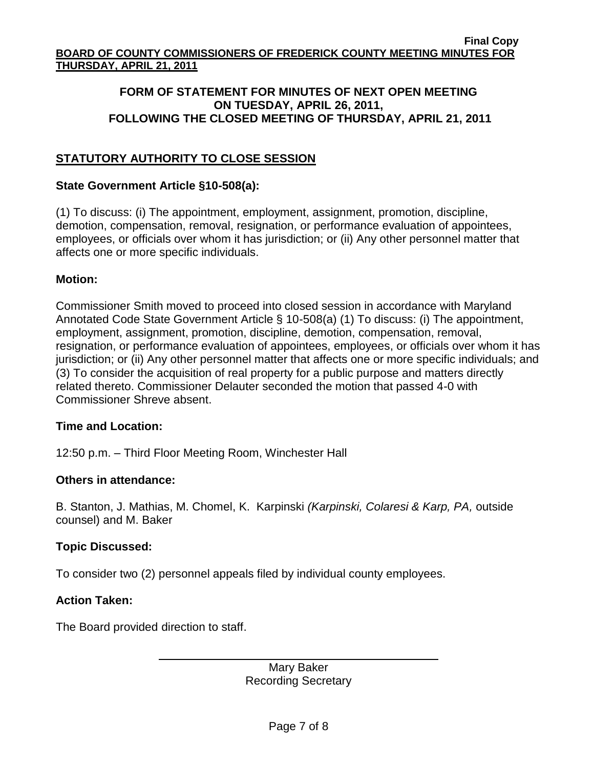**Final Copy**

**BOARD OF COUNTY COMMISSIONERS OF FREDERICK COUNTY MEETING MINUTES FOR THURSDAY, APRIL 21, 2011**

## FORM OF STATEMENT FOR MINUTES OF NEXT OPEN MEETING ON TUESDAY, APRIL 26, 2011, FOLLOWING THE CLOSED MEETING OF THURSDAY, APRIL 21, 2011

### STATUTORY AUTHORITY TO CLOSE SESSION

**State Government Article §10-508(a):**

(1) To discuss: (i) The appointment, employment, assignment, promotion, discipline, demotion, compensation, removal, resignation, or performance evaluation of appointees, employees, or officials over whom it has jurisdiction; or (ii) Any other personnel matter that affects one or more specific individuals.

**Motion:**

Commissioner Smith moved to proceed into closed session in accordance with Maryland Annotated Code State Government Article § 10-508(a) (1) To discuss: (i) The appointment, employment, assignment, promotion, discipline, demotion, compensation, removal, resignation, or performance evaluation of appointees, employees, or officials over whom it has jurisdiction; or (ii) Any other personnel matter that affects one or more specific individuals; and (3) To consider the acquisition of real property for a public purpose and matters directly related thereto. Commissioner Delauter seconded the motion that passed 4-0 with Commissioner Shreve absent.

**Time and Location:**

12:50 p.m. – Third Floor Meeting Room, Winchester Hall

**Others in attendance:**

B. Stanton, J. Mathias, M. Chomel, K. Karpinski *(Karpinski, Colaresi & Karp, PA,* outside counsel) and M. Baker

**Topic Discussed:**

To consider two (2) personnel appeals filed by individual county employees.

**Action Taken:**

The Board provided direction to staff.

Mary Baker
Recording Secretary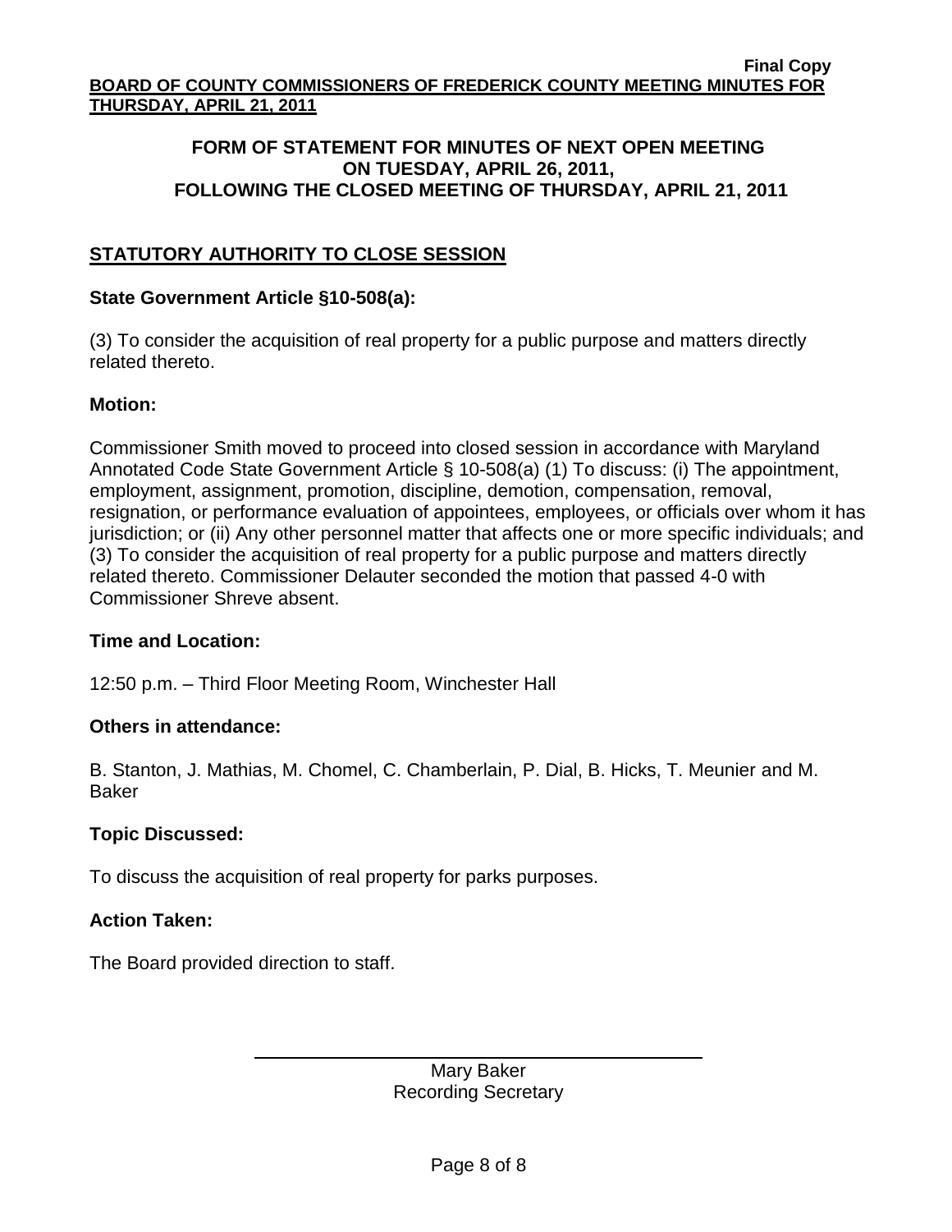## FORM OF STATEMENT FOR MINUTES OF NEXT OPEN MEETING ON TUESDAY, APRIL 26, 2011, FOLLOWING THE CLOSED MEETING OF THURSDAY, APRIL 21, 2011

### STATUTORY AUTHORITY TO CLOSE SESSION

**State Government Article §10-508(a):**

(3) To consider the acquisition of real property for a public purpose and matters directly related thereto.

**Motion:**

Commissioner Smith moved to proceed into closed session in accordance with Maryland Annotated Code State Government Article § 10-508(a) (1) To discuss: (i) The appointment, employment, assignment, promotion, discipline, demotion, compensation, removal, resignation, or performance evaluation of appointees, employees, or officials over whom it has jurisdiction; or (ii) Any other personnel matter that affects one or more specific individuals; and (3) To consider the acquisition of real property for a public purpose and matters directly related thereto. Commissioner Delauter seconded the motion that passed 4-0 with Commissioner Shreve absent.

**Time and Location:**

12:50 p.m. – Third Floor Meeting Room, Winchester Hall

**Others in attendance:**

B. Stanton, J. Mathias, M. Chomel, C. Chamberlain, P. Dial, B. Hicks, T. Meunier and M. Baker

**Topic Discussed:**

To discuss the acquisition of real property for parks purposes.

**Action Taken:**

The Board provided direction to staff.

Mary Baker
Recording Secretary